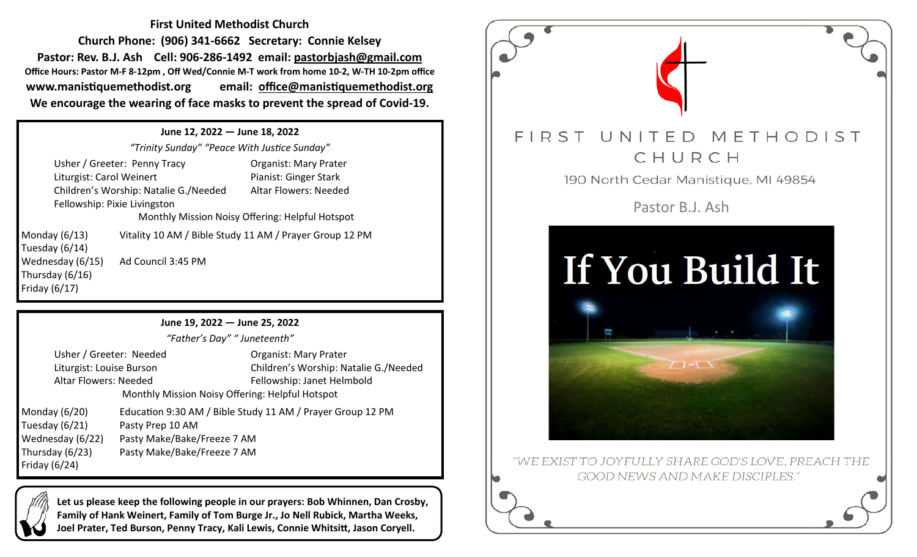**First United Methodist Church**

**Church Phone: (906) 341-6662 Secretary: Connie Kelsey**

**Pastor: Rev. B.J. Ash Cell: 906-286-1492 email: pastorbjash@gmail.com**

**Office Hours: Pastor M-F 8-12pm , Off Wed/Connie M-T work from home 10-2, W-TH 10-2pm office**

**www.manistiquemethodist.org email: office@manistiquemethodist.org**

**We encourage the wearing of face masks to prevent the spread of Covid-19.**

### June 12, 2022 — June 18, 2022

*"Trinity Sunday" "Peace With Justice Sunday"*

Usher / Greeter: Penny Tracy
Liturgist: Carol Weinert
Children's Worship: Natalie G./Needed
Fellowship: Pixie Livingston
Organist: Mary Prater
Pianist: Ginger Stark
Altar Flowers: Needed

Monthly Mission Noisy Offering: Helpful Hotspot

| Day | Events |
|---|---|
| Monday (6/13) | Vitality 10 AM / Bible Study 11 AM / Prayer Group 12 PM |
| Tuesday (6/14) | |
| Wednesday (6/15) | Ad Council 3:45 PM |
| Thursday (6/16) | |
| Friday (6/17) | |

### June 19, 2022 — June 25, 2022

*"Father's Day" " Juneteenth"*

Usher / Greeter: Needed
Liturgist: Louise Burson
Altar Flowers: Needed
Organist: Mary Prater
Children's Worship: Natalie G./Needed
Fellowship: Janet Helmbold

Monthly Mission Noisy Offering: Helpful Hotspot

| Day | Events |
|---|---|
| Monday (6/20) | Education 9:30 AM / Bible Study 11 AM / Prayer Group 12 PM |
| Tuesday (6/21) | Pasty Prep 10 AM |
| Wednesday (6/22) | Pasty Make/Bake/Freeze 7 AM |
| Thursday (6/23) | Pasty Make/Bake/Freeze 7 AM |
| Friday (6/24) | |

**Let us please keep the following people in our prayers: Bob Whinnen, Dan Crosby, Family of Hank Weinert, Family of Tom Burge Jr., Jo Nell Rubick, Martha Weeks, Joel Prater, Ted Burson, Penny Tracy, Kali Lewis, Connie Whitsitt, Jason Coryell.**

# FIRST UNITED METHODIST CHURCH

190 North Cedar Manistique, MI 49854

Pastor B.J. Ash

## If You Build It

*"WE EXIST TO JOYFULLY SHARE GOD'S LOVE, PREACH THE GOOD NEWS AND MAKE DISCIPLES."*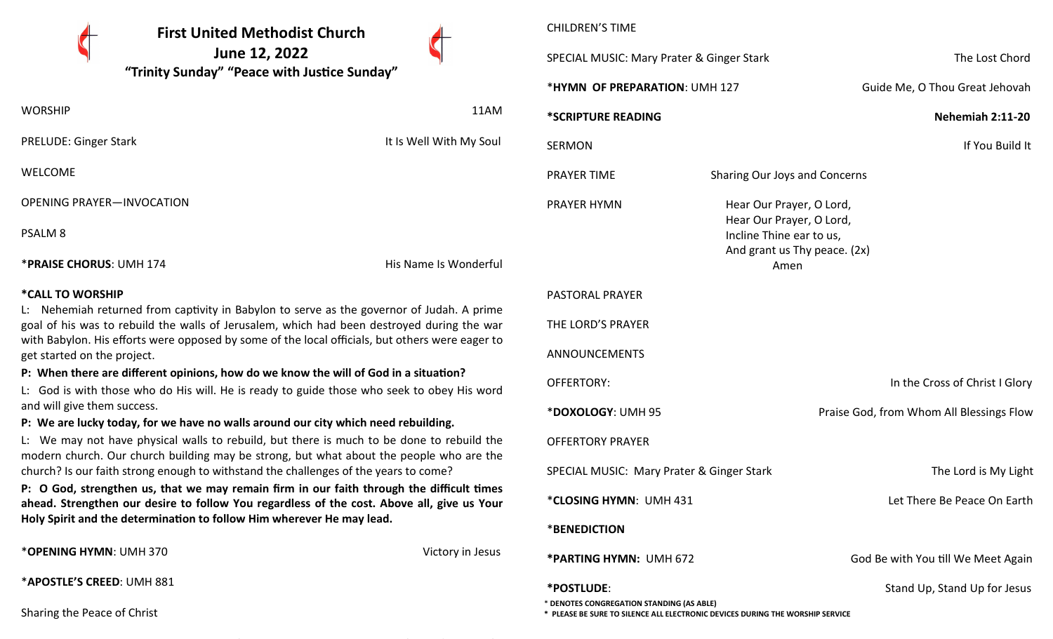# First United Methodist Church

## June 12, 2022

## "Trinity Sunday" "Peace with Justice Sunday"

WORSHIP — 11AM

PRELUDE: Ginger Stark — It Is Well With My Soul

WELCOME

OPENING PRAYER—INVOCATION

PSALM 8

\***PRAISE CHORUS**: UMH 174 — His Name Is Wonderful

**\*CALL TO WORSHIP**

L: Nehemiah returned from captivity in Babylon to serve as the governor of Judah. A prime goal of his was to rebuild the walls of Jerusalem, which had been destroyed during the war with Babylon. His efforts were opposed by some of the local officials, but others were eager to get started on the project.

**P: When there are different opinions, how do we know the will of God in a situation?**

L: God is with those who do His will. He is ready to guide those who seek to obey His word and will give them success.

**P: We are lucky today, for we have no walls around our city which need rebuilding.**

L: We may not have physical walls to rebuild, but there is much to be done to rebuild the modern church. Our church building may be strong, but what about the people who are the church? Is our faith strong enough to withstand the challenges of the years to come?

**P: O God, strengthen us, that we may remain firm in our faith through the difficult times ahead. Strengthen our desire to follow You regardless of the cost. Above all, give us Your Holy Spirit and the determination to follow Him wherever He may lead.**

\***OPENING HYMN**: UMH 370 — Victory in Jesus

\***APOSTLE'S CREED**: UMH 881

Sharing the Peace of Christ

CHILDREN'S TIME

SPECIAL MUSIC: Mary Prater & Ginger Stark — The Lost Chord

\***HYMN OF PREPARATION**: UMH 127 — Guide Me, O Thou Great Jehovah

**\*SCRIPTURE READING** — **Nehemiah 2:11-20**

SERMON — If You Build It

PRAYER TIME — Sharing Our Joys and Concerns

PRAYER HYMN

Hear Our Prayer, O Lord,
Hear Our Prayer, O Lord,
Incline Thine ear to us,
And grant us Thy peace. (2x)
Amen

PASTORAL PRAYER

THE LORD'S PRAYER

ANNOUNCEMENTS

OFFERTORY: — In the Cross of Christ I Glory

\***DOXOLOGY**: UMH 95 — Praise God, from Whom All Blessings Flow

OFFERTORY PRAYER

SPECIAL MUSIC: Mary Prater & Ginger Stark — The Lord is My Light

\***CLOSING HYMN**: UMH 431 — Let There Be Peace On Earth

\***BENEDICTION**

**\*PARTING HYMN:** UMH 672 — God Be with You till We Meet Again

**\*POSTLUDE**: — Stand Up, Stand Up for Jesus

\* DENOTES CONGREGATION STANDING (AS ABLE)

\* PLEASE BE SURE TO SILENCE ALL ELECTRONIC DEVICES DURING THE WORSHIP SERVICE